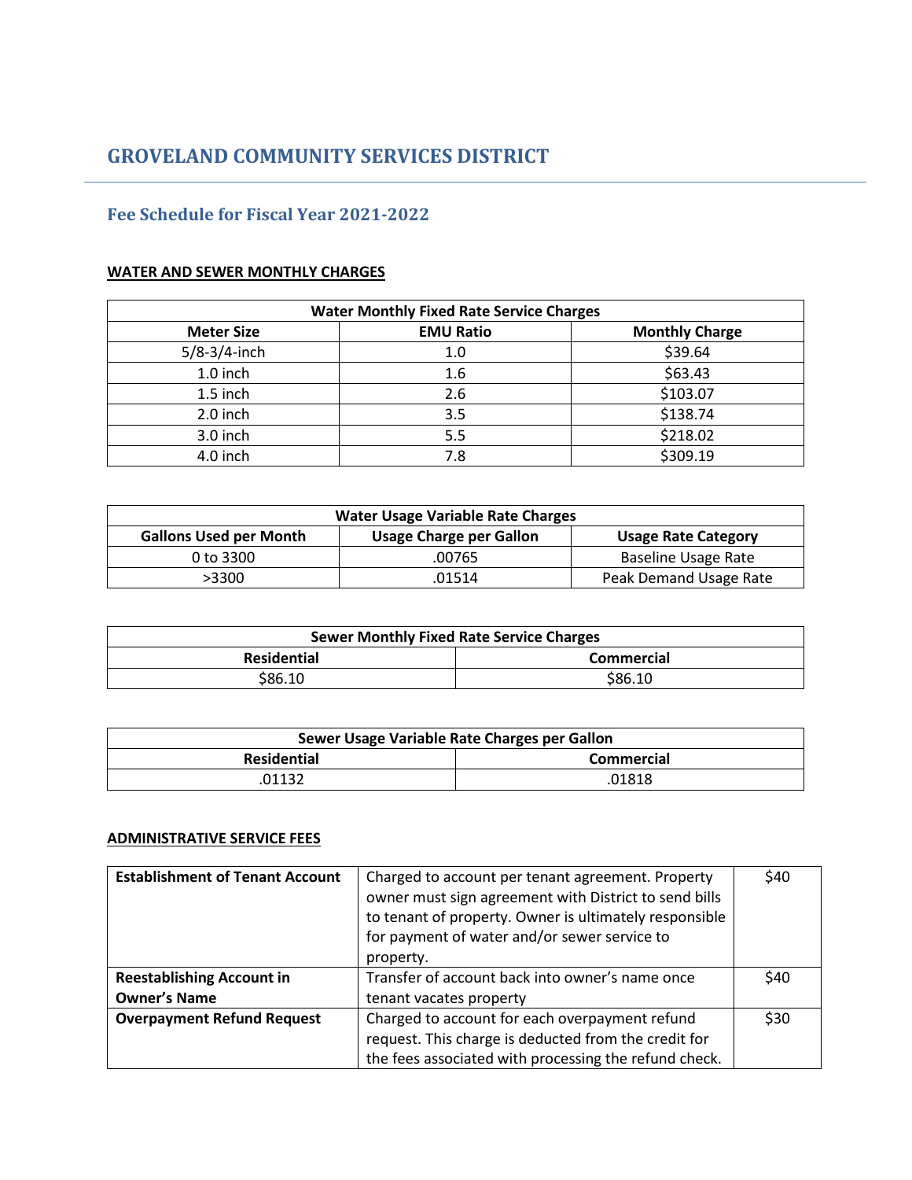# GROVELAND COMMUNITY SERVICES DISTRICT

## Fee Schedule for Fiscal Year 2021-2022

### WATER AND SEWER MONTHLY CHARGES

| Water Monthly Fixed Rate Service Charges | | |
|---|---|---|
| **Meter Size** | **EMU Ratio** | **Monthly Charge** |
| 5/8-3/4-inch | 1.0 | $39.64 |
| 1.0 inch | 1.6 | $63.43 |
| 1.5 inch | 2.6 | $103.07 |
| 2.0 inch | 3.5 | $138.74 |
| 3.0 inch | 5.5 | $218.02 |
| 4.0 inch | 7.8 | $309.19 |

| Water Usage Variable Rate Charges | | |
|---|---|---|
| **Gallons Used per Month** | **Usage Charge per Gallon** | **Usage Rate Category** |
| 0 to 3300 | .00765 | Baseline Usage Rate |
| >3300 | .01514 | Peak Demand Usage Rate |

| Sewer Monthly Fixed Rate Service Charges | |
|---|---|
| **Residential** | **Commercial** |
| $86.10 | $86.10 |

| Sewer Usage Variable Rate Charges per Gallon | |
|---|---|
| **Residential** | **Commercial** |
| .01132 | .01818 |

### ADMINISTRATIVE SERVICE FEES

| | | |
|---|---|---|
| **Establishment of Tenant Account** | Charged to account per tenant agreement. Property owner must sign agreement with District to send bills to tenant of property. Owner is ultimately responsible for payment of water and/or sewer service to property. | $40 |
| **Reestablishing Account in Owner's Name** | Transfer of account back into owner's name once tenant vacates property | $40 |
| **Overpayment Refund Request** | Charged to account for each overpayment refund request. This charge is deducted from the credit for the fees associated with processing the refund check. | $30 |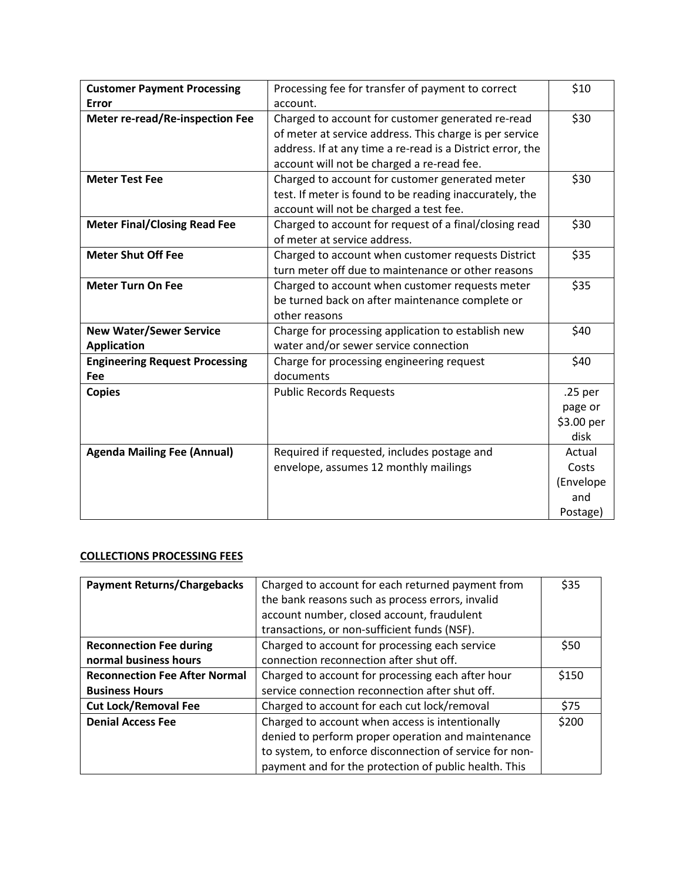| **Customer Payment Processing Error** | Processing fee for transfer of payment to correct account. | $10 |
|---|---|---|
| **Meter re-read/Re-inspection Fee** | Charged to account for customer generated re-read of meter at service address. This charge is per service address. If at any time a re-read is a District error, the account will not be charged a re-read fee. | $30 |
| **Meter Test Fee** | Charged to account for customer generated meter test. If meter is found to be reading inaccurately, the account will not be charged a test fee. | $30 |
| **Meter Final/Closing Read Fee** | Charged to account for request of a final/closing read of meter at service address. | $30 |
| **Meter Shut Off Fee** | Charged to account when customer requests District turn meter off due to maintenance or other reasons | $35 |
| **Meter Turn On Fee** | Charged to account when customer requests meter be turned back on after maintenance complete or other reasons | $35 |
| **New Water/Sewer Service Application** | Charge for processing application to establish new water and/or sewer service connection | $40 |
| **Engineering Request Processing Fee** | Charge for processing engineering request documents | $40 |
| **Copies** | Public Records Requests | .25 per page or $3.00 per disk |
| **Agenda Mailing Fee (Annual)** | Required if requested, includes postage and envelope, assumes 12 monthly mailings | Actual Costs (Envelope and Postage) |

**COLLECTIONS PROCESSING FEES**

| **Payment Returns/Chargebacks** | Charged to account for each returned payment from the bank reasons such as process errors, invalid account number, closed account, fraudulent transactions, or non-sufficient funds (NSF). | $35 |
|---|---|---|
| **Reconnection Fee during normal business hours** | Charged to account for processing each service connection reconnection after shut off. | $50 |
| **Reconnection Fee After Normal Business Hours** | Charged to account for processing each after hour service connection reconnection after shut off. | $150 |
| **Cut Lock/Removal Fee** | Charged to account for each cut lock/removal | $75 |
| **Denial Access Fee** | Charged to account when access is intentionally denied to perform proper operation and maintenance to system, to enforce disconnection of service for non-payment and for the protection of public health. This | $200 |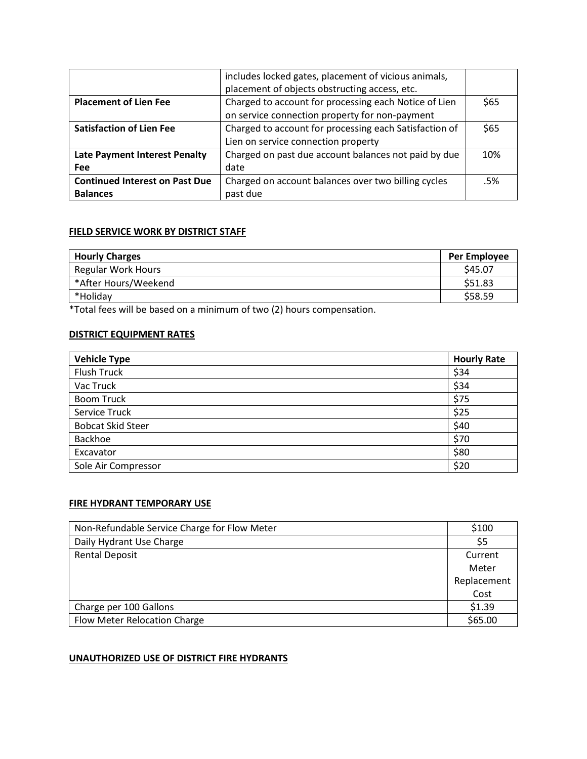| | | |
|---|---|---|
| | includes locked gates, placement of vicious animals, placement of objects obstructing access, etc. | |
| **Placement of Lien Fee** | Charged to account for processing each Notice of Lien on service connection property for non-payment | $65 |
| **Satisfaction of Lien Fee** | Charged to account for processing each Satisfaction of Lien on service connection property | $65 |
| **Late Payment Interest Penalty Fee** | Charged on past due account balances not paid by due date | 10% |
| **Continued Interest on Past Due Balances** | Charged on account balances over two billing cycles past due | .5% |

**FIELD SERVICE WORK BY DISTRICT STAFF**

| **Hourly Charges** | **Per Employee** |
|---|---|
| Regular Work Hours | $45.07 |
| *After Hours/Weekend | $51.83 |
| *Holiday | $58.59 |

*Total fees will be based on a minimum of two (2) hours compensation.

**DISTRICT EQUIPMENT RATES**

| **Vehicle Type** | **Hourly Rate** |
|---|---|
| Flush Truck | $34 |
| Vac Truck | $34 |
| Boom Truck | $75 |
| Service Truck | $25 |
| Bobcat Skid Steer | $40 |
| Backhoe | $70 |
| Excavator | $80 |
| Sole Air Compressor | $20 |

**FIRE HYDRANT TEMPORARY USE**

| | |
|---|---|
| Non-Refundable Service Charge for Flow Meter | $100 |
| Daily Hydrant Use Charge | $5 |
| Rental Deposit | Current Meter Replacement Cost |
| Charge per 100 Gallons | $1.39 |
| Flow Meter Relocation Charge | $65.00 |

**UNAUTHORIZED USE OF DISTRICT FIRE HYDRANTS**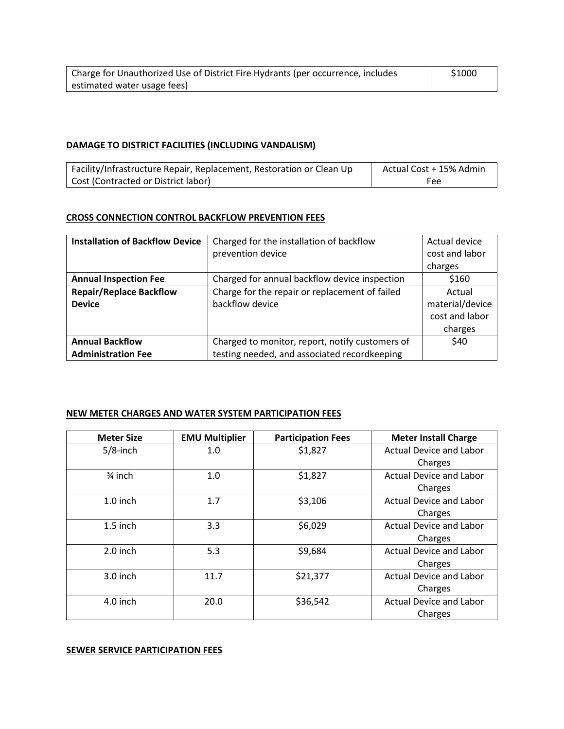| Charge for Unauthorized Use of District Fire Hydrants (per occurrence, includes estimated water usage fees) | $1000 |
|---|---|

**DAMAGE TO DISTRICT FACILITIES (INCLUDING VANDALISM)**

| Facility/Infrastructure Repair, Replacement, Restoration or Clean Up Cost (Contracted or District labor) | Actual Cost + 15% Admin Fee |
|---|---|

**CROSS CONNECTION CONTROL BACKFLOW PREVENTION FEES**

| **Installation of Backflow Device** | Charged for the installation of backflow prevention device | Actual device cost and labor charges |
|---|---|---|
| **Annual Inspection Fee** | Charged for annual backflow device inspection | $160 |
| **Repair/Replace Backflow Device** | Charge for the repair or replacement of failed backflow device | Actual material/device cost and labor charges |
| **Annual Backflow Administration Fee** | Charged to monitor, report, notify customers of testing needed, and associated recordkeeping | $40 |

**NEW METER CHARGES AND WATER SYSTEM PARTICIPATION FEES**

| Meter Size | EMU Multiplier | Participation Fees | Meter Install Charge |
|---|---|---|---|
| 5/8-inch | 1.0 | $1,827 | Actual Device and Labor Charges |
| ¾ inch | 1.0 | $1,827 | Actual Device and Labor Charges |
| 1.0 inch | 1.7 | $3,106 | Actual Device and Labor Charges |
| 1.5 inch | 3.3 | $6,029 | Actual Device and Labor Charges |
| 2.0 inch | 5.3 | $9,684 | Actual Device and Labor Charges |
| 3.0 inch | 11.7 | $21,377 | Actual Device and Labor Charges |
| 4.0 inch | 20.0 | $36,542 | Actual Device and Labor Charges |

**SEWER SERVICE PARTICIPATION FEES**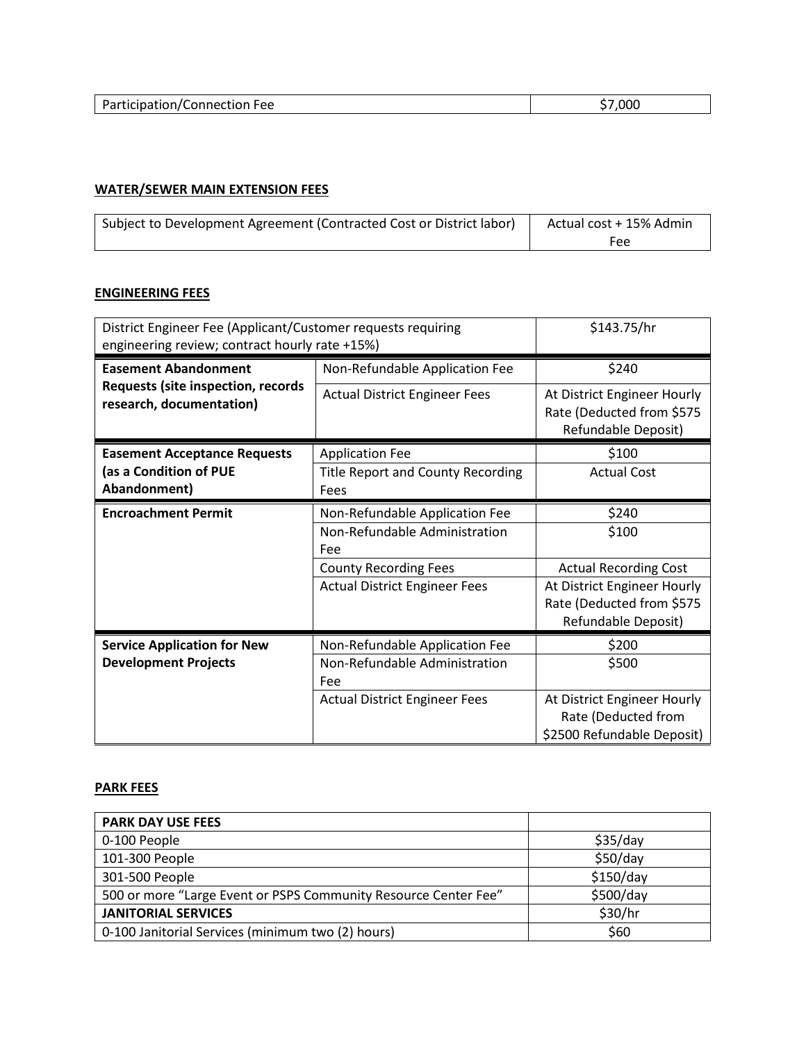| Participation/Connection Fee | $7,000 |
|---|---|

**WATER/SEWER MAIN EXTENSION FEES**

| Subject to Development Agreement (Contracted Cost or District labor) | Actual cost + 15% Admin Fee |
|---|---|

**ENGINEERING FEES**

| District Engineer Fee (Applicant/Customer requests requiring engineering review; contract hourly rate +15%) | | $143.75/hr |
|---|---|---|
| **Easement Abandonment Requests (site inspection, records research, documentation)** | Non-Refundable Application Fee | $240 |
| | Actual District Engineer Fees | At District Engineer Hourly Rate (Deducted from $575 Refundable Deposit) |
| **Easement Acceptance Requests (as a Condition of PUE Abandonment)** | Application Fee | $100 |
| | Title Report and County Recording Fees | Actual Cost |
| **Encroachment Permit** | Non-Refundable Application Fee | $240 |
| | Non-Refundable Administration Fee | $100 |
| | County Recording Fees | Actual Recording Cost |
| | Actual District Engineer Fees | At District Engineer Hourly Rate (Deducted from $575 Refundable Deposit) |
| **Service Application for New Development Projects** | Non-Refundable Application Fee | $200 |
| | Non-Refundable Administration Fee | $500 |
| | Actual District Engineer Fees | At District Engineer Hourly Rate (Deducted from $2500 Refundable Deposit) |

**PARK FEES**

| **PARK DAY USE FEES** | |
|---|---|
| 0-100 People | $35/day |
| 101-300 People | $50/day |
| 301-500 People | $150/day |
| 500 or more "Large Event or PSPS Community Resource Center Fee" | $500/day |
| **JANITORIAL SERVICES** | $30/hr |
| 0-100 Janitorial Services (minimum two (2) hours) | $60 |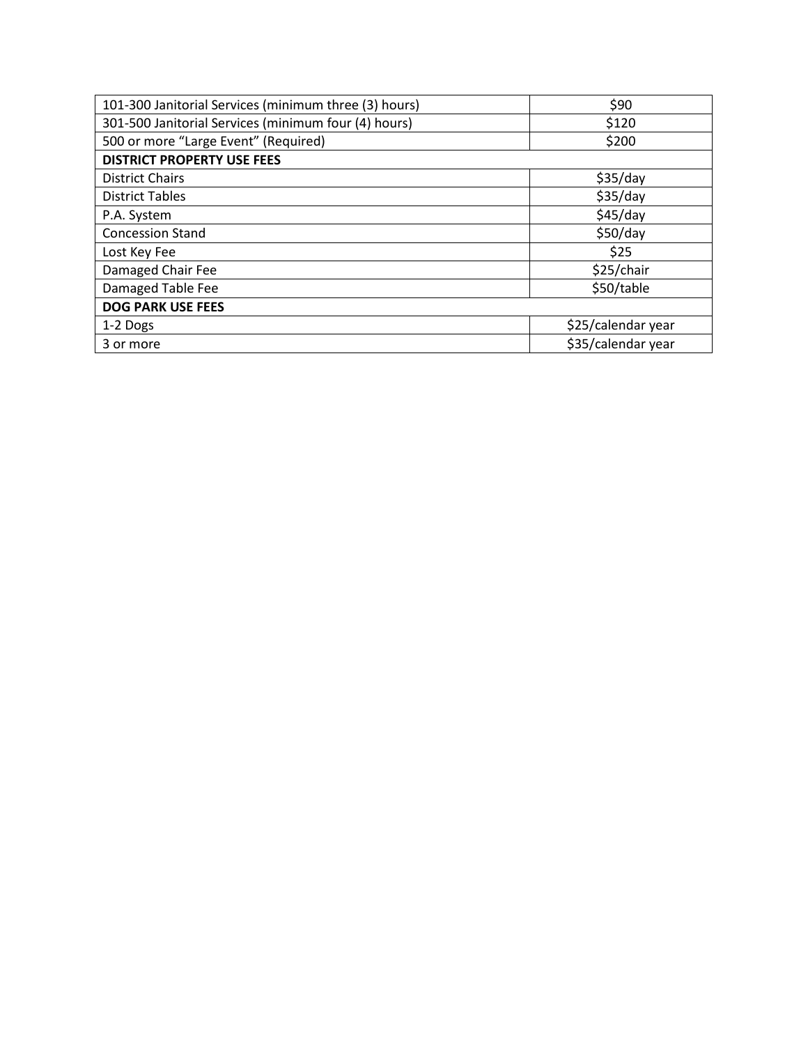| | |
|---|---|
| 101-300 Janitorial Services (minimum three (3) hours) | $90 |
| 301-500 Janitorial Services (minimum four (4) hours) | $120 |
| 500 or more “Large Event” (Required) | $200 |
| **DISTRICT PROPERTY USE FEES** | |
| District Chairs | $35/day |
| District Tables | $35/day |
| P.A. System | $45/day |
| Concession Stand | $50/day |
| Lost Key Fee | $25 |
| Damaged Chair Fee | $25/chair |
| Damaged Table Fee | $50/table |
| **DOG PARK USE FEES** | |
| 1-2 Dogs | $25/calendar year |
| 3 or more | $35/calendar year |